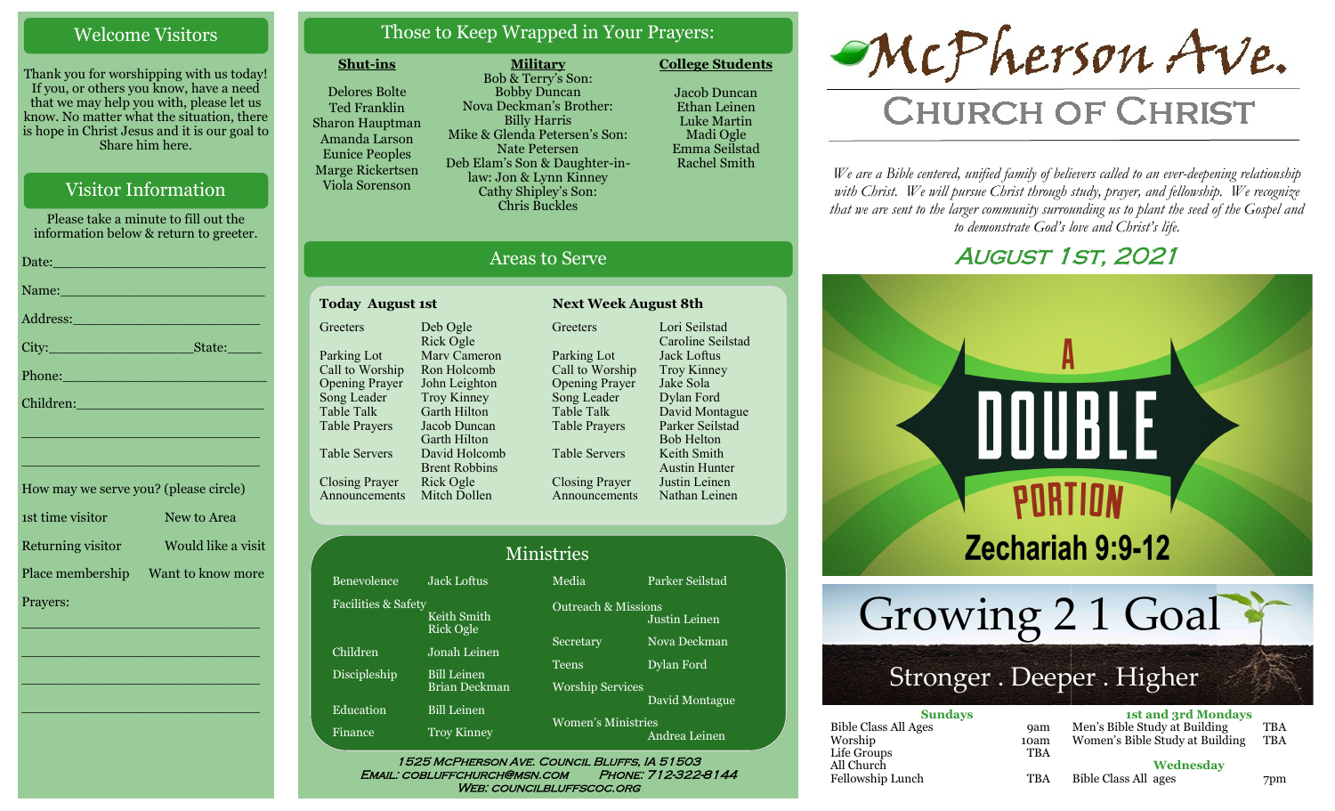## Welcome Visitors

Thank you for worshipping with us today! If you, or others you know, have a need that we may help you with, please let us know. No matter what the situation, there is hope in Christ Jesus and it is our goal to Share him here.

## Visitor Information

Please take a minute to fill out the information below & return to greeter.

Date:_______________________

Name:_______________________

Address:_____________________

City:________________State:_____

Phone:______________________

Children:_____________________

_____________________________

_____________________________

How may we serve you? (please circle)

1st time visitor New to Area

Returning visitor Would like a visit

Place membership Want to know more

Prayers:

_____________________________

_____________________________

_____________________________

_____________________________

## Those to Keep Wrapped in Your Prayers:

**Shut-ins**

Delores Bolte
Ted Franklin
Sharon Hauptman
Amanda Larson
Eunice Peoples
Marge Rickertsen
Viola Sorenson

**Military**

Bob & Terry's Son: Bobby Duncan
Nova Deckman's Brother: Billy Harris
Mike & Glenda Petersen's Son: Nate Petersen
Deb Elam's Son & Daughter-in-law: Jon & Lynn Kinney
Cathy Shipley's Son: Chris Buckles

**College Students**

Jacob Duncan
Ethan Leinen
Luke Martin
Madi Ogle
Emma Seilstad
Rachel Smith

## Areas to Serve

**Today August 1st**

| Role | Name |
|---|---|
| Greeters | Deb Ogle, Rick Ogle |
| Parking Lot | Marv Cameron |
| Call to Worship | Ron Holcomb |
| Opening Prayer | John Leighton |
| Song Leader | Troy Kinney |
| Table Talk | Garth Hilton |
| Table Prayers | Jacob Duncan, Garth Hilton |
| Table Servers | David Holcomb, Brent Robbins |
| Closing Prayer | Rick Ogle |
| Announcements | Mitch Dollen |

**Next Week August 8th**

| Role | Name |
|---|---|
| Greeters | Lori Seilstad, Caroline Seilstad |
| Parking Lot | Jack Loftus |
| Call to Worship | Troy Kinney |
| Opening Prayer | Jake Sola |
| Song Leader | Dylan Ford |
| Table Talk | David Montague |
| Table Prayers | Parker Seilstad, Bob Helton |
| Table Servers | Keith Smith, Austin Hunter |
| Closing Prayer | Justin Leinen |
| Announcements | Nathan Leinen |

## Ministries

| Ministry | Name |
|---|---|
| Benevolence | Jack Loftus |
| Facilities & Safety | Keith Smith, Rick Ogle |
| Children | Jonah Leinen |
| Discipleship | Bill Leinen, Brian Deckman |
| Education | Bill Leinen |
| Finance | Troy Kinney |
| Media | Parker Seilstad |
| Outreach & Missions | Justin Leinen |
| Secretary | Nova Deckman |
| Teens | Dylan Ford |
| Worship Services | David Montague |
| Women's Ministries | Andrea Leinen |

1525 McPherson Ave. Council Bluffs, IA 51503
Email: cobluffchurch@msn.com Phone: 712-322-8144
Web: councilbluffscoc.org

# McPherson Ave.
# Church of Christ

*We are a Bible centered, unified family of believers called to an ever-deepening relationship with Christ. We will pursue Christ through study, prayer, and fellowship. We recognize that we are sent to the larger community surrounding us to plant the seed of the Gospel and to demonstrate God's love and Christ's life.*

## August 1st, 2021

A DOUBLE PORTION
Zechariah 9:9-12

Growing 2 1 Goal
Stronger . Deeper . Higher

**Sundays**

| | |
|---|---|
| Bible Class All Ages | 9am |
| Worship | 10am |
| Life Groups | TBA |
| All Church Fellowship Lunch | TBA |

**1st and 3rd Mondays**

| | |
|---|---|
| Men's Bible Study at Building | TBA |
| Women's Bible Study at Building | TBA |

**Wednesday**

| | |
|---|---|
| Bible Class All ages | 7pm |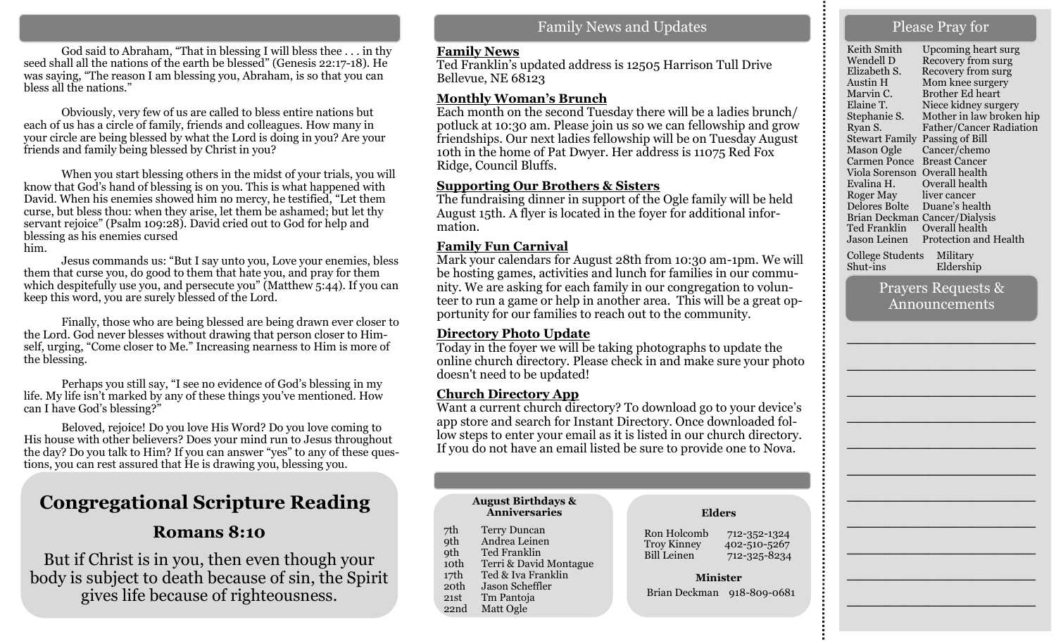God said to Abraham, "That in blessing I will bless thee . . . in thy seed shall all the nations of the earth be blessed" (Genesis 22:17-18). He was saying, "The reason I am blessing you, Abraham, is so that you can bless all the nations."

Obviously, very few of us are called to bless entire nations but each of us has a circle of family, friends and colleagues. How many in your circle are being blessed by what the Lord is doing in you? Are your friends and family being blessed by Christ in you?

When you start blessing others in the midst of your trials, you will know that God's hand of blessing is on you. This is what happened with David. When his enemies showed him no mercy, he testified, "Let them curse, but bless thou: when they arise, let them be ashamed; but let thy servant rejoice" (Psalm 109:28). David cried out to God for help and blessing as his enemies cursed him.

Jesus commands us: "But I say unto you, Love your enemies, bless them that curse you, do good to them that hate you, and pray for them which despitefully use you, and persecute you" (Matthew 5:44). If you can keep this word, you are surely blessed of the Lord.

Finally, those who are being blessed are being drawn ever closer to the Lord. God never blesses without drawing that person closer to Himself, urging, "Come closer to Me." Increasing nearness to Him is more of the blessing.

Perhaps you still say, "I see no evidence of God's blessing in my life. My life isn't marked by any of these things you've mentioned. How can I have God's blessing?"

Beloved, rejoice! Do you love His Word? Do you love coming to His house with other believers? Does your mind run to Jesus throughout the day? Do you talk to Him? If you can answer "yes" to any of these questions, you can rest assured that He is drawing you, blessing you.

## Congregational Scripture Reading

### Romans 8:10

But if Christ is in you, then even though your body is subject to death because of sin, the Spirit gives life because of righteousness.

## Family News and Updates

**Family News**

Ted Franklin's updated address is 12505 Harrison Tull Drive Bellevue, NE 68123

**Monthly Woman's Brunch**

Each month on the second Tuesday there will be a ladies brunch/ potluck at 10:30 am. Please join us so we can fellowship and grow friendships. Our next ladies fellowship will be on Tuesday August 10th in the home of Pat Dwyer. Her address is 11075 Red Fox Ridge, Council Bluffs.

**Supporting Our Brothers & Sisters**

The fundraising dinner in support of the Ogle family will be held August 15th. A flyer is located in the foyer for additional information.

**Family Fun Carnival**

Mark your calendars for August 28th from 10:30 am-1pm. We will be hosting games, activities and lunch for families in our community. We are asking for each family in our congregation to volunteer to run a game or help in another area. This will be a great opportunity for our families to reach out to the community.

**Directory Photo Update**

Today in the foyer we will be taking photographs to update the online church directory. Please check in and make sure your photo doesn't need to be updated!

**Church Directory App**

Want a current church directory? To download go to your device's app store and search for Instant Directory. Once downloaded follow steps to enter your email as it is listed in our church directory. If you do not have an email listed be sure to provide one to Nova.

**August Birthdays & Anniversaries**

| | |
|---|---|
| 7th | Terry Duncan |
| 9th | Andrea Leinen |
| 9th | Ted Franklin |
| 10th | Terri & David Montague |
| 17th | Ted & Iva Franklin |
| 20th | Jason Scheffler |
| 21st | Tm Pantoja |
| 22nd | Matt Ogle |

**Elders**

| | |
|---|---|
| Ron Holcomb | 712-352-1324 |
| Troy Kinney | 402-510-5267 |
| Bill Leinen | 712-325-8234 |

**Minister**

Brian Deckman 918-809-0681

## Please Pray for

| | |
|---|---|
| Keith Smith | Upcoming heart surg |
| Wendell D | Recovery from surg |
| Elizabeth S. | Recovery from surg |
| Austin H | Mom knee surgery |
| Marvin C. | Brother Ed heart |
| Elaine T. | Niece kidney surgery |
| Stephanie S. | Mother in law broken hip |
| Ryan S. | Father/Cancer Radiation |
| Stewart Family | Passing of Bill |
| Mason Ogle | Cancer/chemo |
| Carmen Ponce | Breast Cancer |
| Viola Sorenson | Overall health |
| Evalina H. | Overall health |
| Roger May | liver cancer |
| Delores Bolte | Duane's health |
| Brian Deckman | Cancer/Dialysis |
| Ted Franklin | Overall health |
| Jason Leinen | Protection and Health |

| | |
|---|---|
| College Students | Military |
| Shut-ins | Eldership |

## Prayers Requests & Announcements

___________________________

___________________________

___________________________

___________________________

___________________________

___________________________

___________________________

___________________________

___________________________

___________________________

___________________________